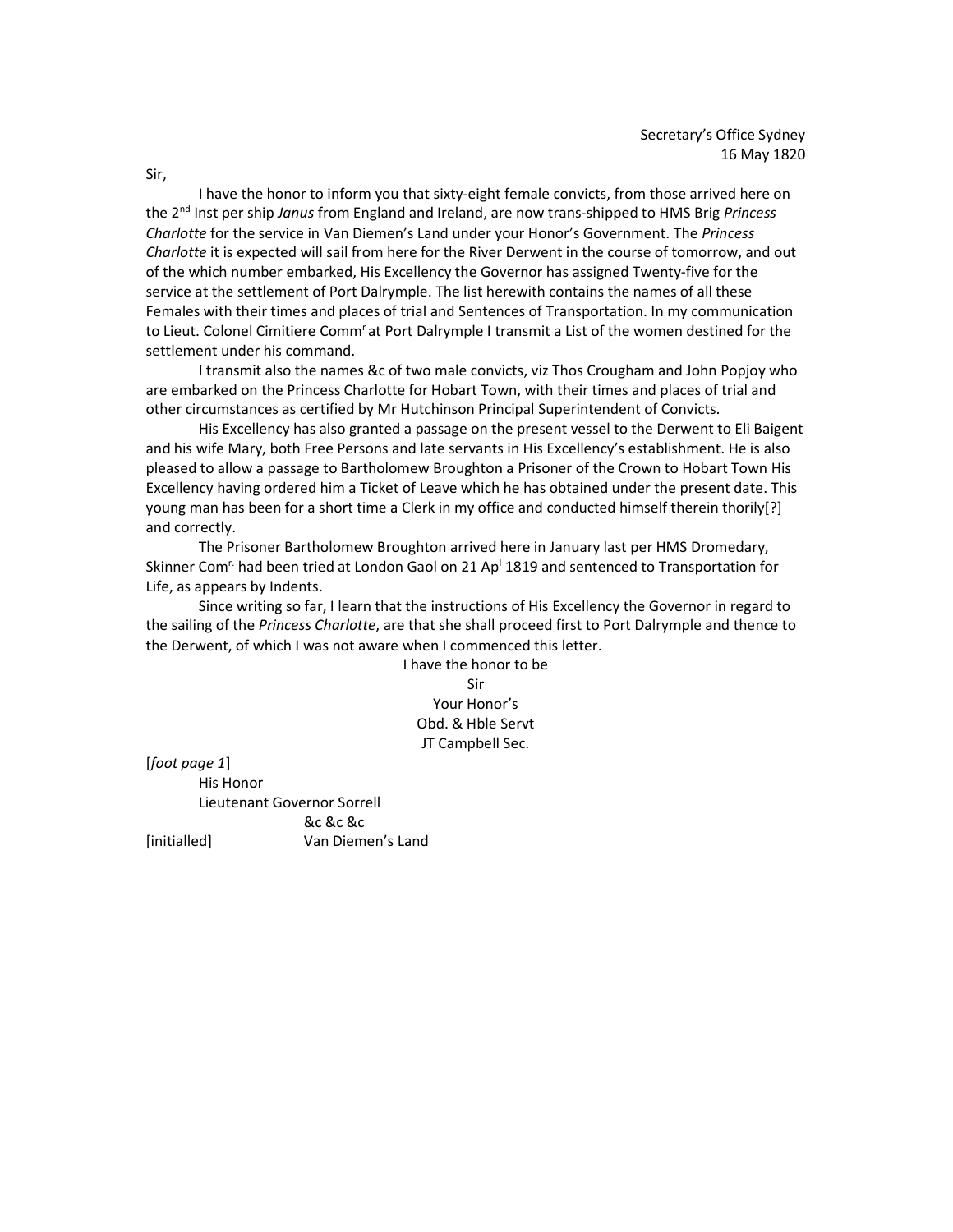Secretary's Office Sydney
16 May 1820

Sir,

I have the honor to inform you that sixty-eight female convicts, from those arrived here on the 2nd Inst per ship *Janus* from England and Ireland, are now trans-shipped to HMS Brig *Princess Charlotte* for the service in Van Diemen's Land under your Honor's Government. The *Princess Charlotte* it is expected will sail from here for the River Derwent in the course of tomorrow, and out of the which number embarked, His Excellency the Governor has assigned Twenty-five for the service at the settlement of Port Dalrymple. The list herewith contains the names of all these Females with their times and places of trial and Sentences of Transportation. In my communication to Lieut. Colonel Cimitiere Comm^r at Port Dalrymple I transmit a List of the women destined for the settlement under his command.

I transmit also the names &c of two male convicts, viz Thos Crougham and John Popjoy who are embarked on the Princess Charlotte for Hobart Town, with their times and places of trial and other circumstances as certified by Mr Hutchinson Principal Superintendent of Convicts.

His Excellency has also granted a passage on the present vessel to the Derwent to Eli Baigent and his wife Mary, both Free Persons and late servants in His Excellency's establishment. He is also pleased to allow a passage to Bartholomew Broughton a Prisoner of the Crown to Hobart Town His Excellency having ordered him a Ticket of Leave which he has obtained under the present date. This young man has been for a short time a Clerk in my office and conducted himself therein thorily[?] and correctly.

The Prisoner Bartholomew Broughton arrived here in January last per HMS Dromedary, Skinner Com^r. had been tried at London Gaol on 21 Ap^l 1819 and sentenced to Transportation for Life, as appears by Indents.

Since writing so far, I learn that the instructions of His Excellency the Governor in regard to the sailing of the *Princess Charlotte*, are that she shall proceed first to Port Dalrymple and thence to the Derwent, of which I was not aware when I commenced this letter.

I have the honor to be
Sir
Your Honor's
Obd. & Hble Servt
JT Campbell Sec.

[*foot page 1*]
His Honor
Lieutenant Governor Sorrell
&c &c &c
[initialled] Van Diemen's Land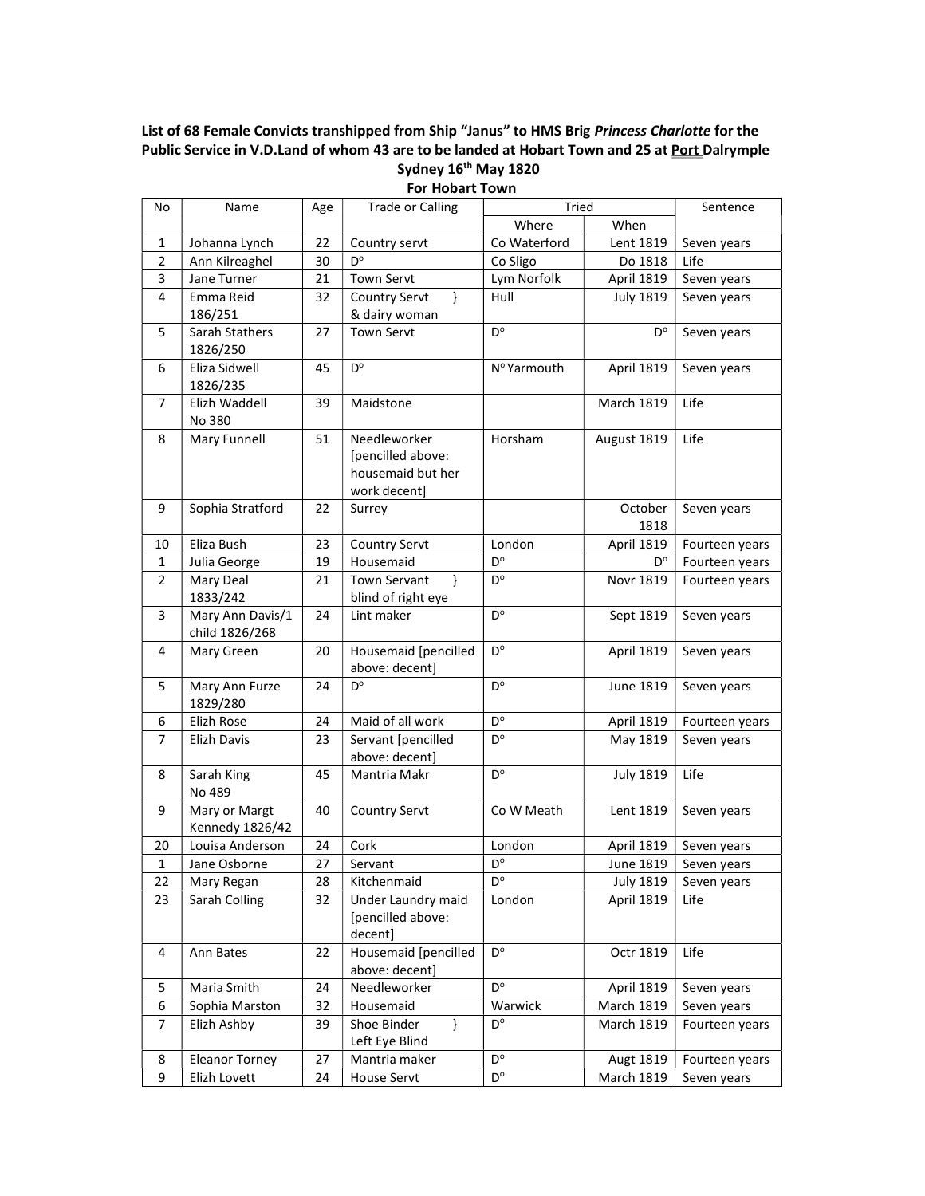**List of 68 Female Convicts transhipped from Ship "Janus" to HMS Brig *Princess Charlotte* for the Public Service in V.D.Land of whom 43 are to be landed at Hobart Town and 25 at Port Dalrymple**

**Sydney 16th May 1820**

**For Hobart Town**

| No | Name | Age | Trade or Calling | Tried | | Sentence |
|---|---|---|---|---|---|---|
| | | | | Where | When | |
| 1 | Johanna Lynch | 22 | Country servt | Co Waterford | Lent 1819 | Seven years |
| 2 | Ann Kilreaghel | 30 | D° | Co Sligo | Do 1818 | Life |
| 3 | Jane Turner | 21 | Town Servt | Lym Norfolk | April 1819 | Seven years |
| 4 | Emma Reid 186/251 | 32 | Country Servt } & dairy woman | Hull | July 1819 | Seven years |
| 5 | Sarah Stathers 1826/250 | 27 | Town Servt | D° | D° | Seven years |
| 6 | Eliza Sidwell 1826/235 | 45 | D° | N° Yarmouth | April 1819 | Seven years |
| 7 | Elizh Waddell No 380 | 39 | Maidstone | | March 1819 | Life |
| 8 | Mary Funnell | 51 | Needleworker [pencilled above: housemaid but her work decent] | Horsham | August 1819 | Life |
| 9 | Sophia Stratford | 22 | Surrey | | October 1818 | Seven years |
| 10 | Eliza Bush | 23 | Country Servt | London | April 1819 | Fourteen years |
| 1 | Julia George | 19 | Housemaid | D° | D° | Fourteen years |
| 2 | Mary Deal 1833/242 | 21 | Town Servant } blind of right eye | D° | Novr 1819 | Fourteen years |
| 3 | Mary Ann Davis/1 child 1826/268 | 24 | Lint maker | D° | Sept 1819 | Seven years |
| 4 | Mary Green | 20 | Housemaid [pencilled above: decent] | D° | April 1819 | Seven years |
| 5 | Mary Ann Furze 1829/280 | 24 | D° | D° | June 1819 | Seven years |
| 6 | Elizh Rose | 24 | Maid of all work | D° | April 1819 | Fourteen years |
| 7 | Elizh Davis | 23 | Servant [pencilled above: decent] | D° | May 1819 | Seven years |
| 8 | Sarah King No 489 | 45 | Mantria Makr | D° | July 1819 | Life |
| 9 | Mary or Margt Kennedy 1826/42 | 40 | Country Servt | Co W Meath | Lent 1819 | Seven years |
| 20 | Louisa Anderson | 24 | Cork | London | April 1819 | Seven years |
| 1 | Jane Osborne | 27 | Servant | D° | June 1819 | Seven years |
| 22 | Mary Regan | 28 | Kitchenmaid | D° | July 1819 | Seven years |
| 23 | Sarah Colling | 32 | Under Laundry maid [pencilled above: decent] | London | April 1819 | Life |
| 4 | Ann Bates | 22 | Housemaid [pencilled above: decent] | D° | Octr 1819 | Life |
| 5 | Maria Smith | 24 | Needleworker | D° | April 1819 | Seven years |
| 6 | Sophia Marston | 32 | Housemaid | Warwick | March 1819 | Seven years |
| 7 | Elizh Ashby | 39 | Shoe Binder } Left Eye Blind | D° | March 1819 | Fourteen years |
| 8 | Eleanor Torney | 27 | Mantria maker | D° | Augt 1819 | Fourteen years |
| 9 | Elizh Lovett | 24 | House Servt | D° | March 1819 | Seven years |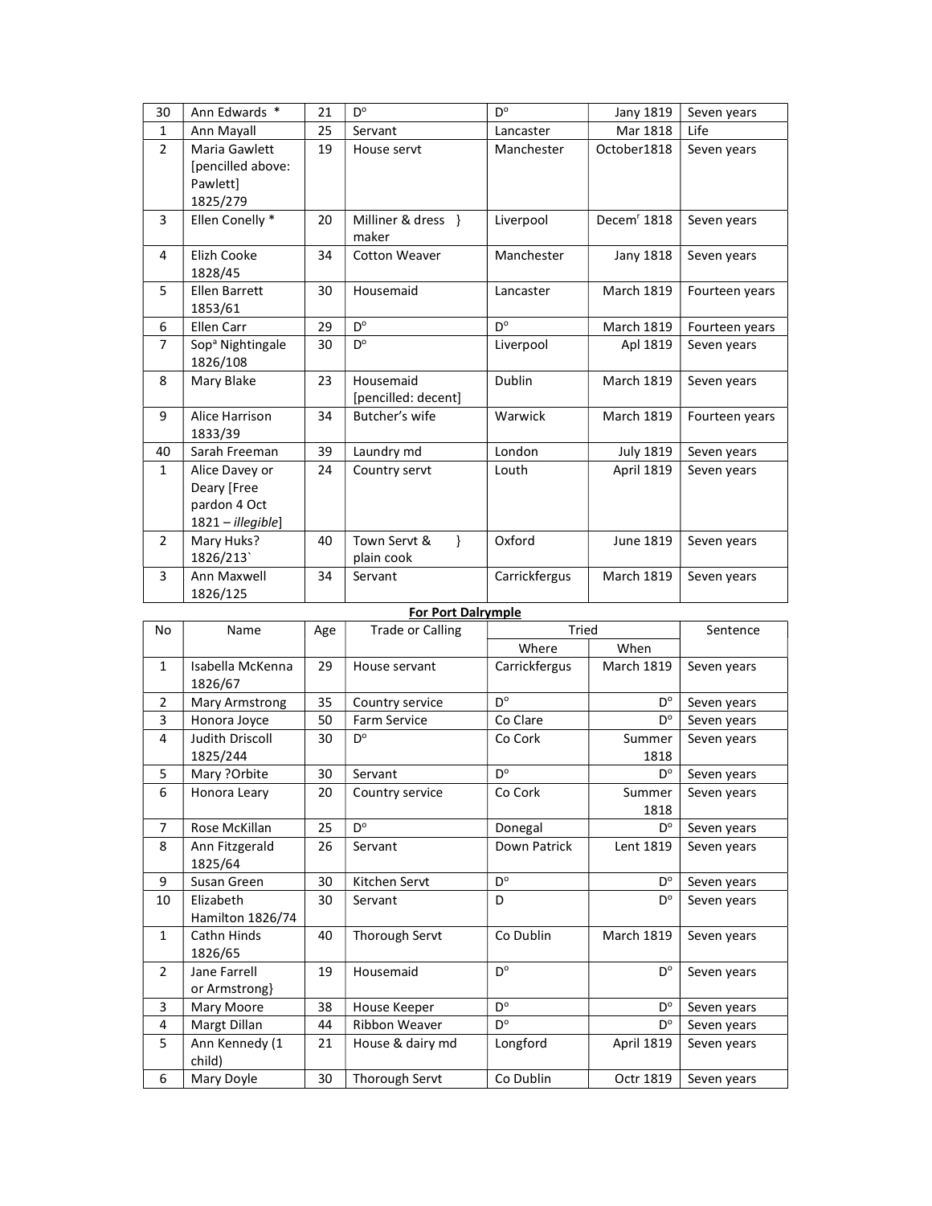| 30 | Ann Edwards * | 21 | D° | D° | Jany 1819 | Seven years |
|---|---|---|---|---|---|---|
| 1 | Ann Mayall | 25 | Servant | Lancaster | Mar 1818 | Life |
| 2 | Maria Gawlett [pencilled above: Pawlett] 1825/279 | 19 | House servt | Manchester | October1818 | Seven years |
| 3 | Ellen Conelly * | 20 | Milliner & dress } maker | Liverpool | Decem^r 1818 | Seven years |
| 4 | Elizh Cooke 1828/45 | 34 | Cotton Weaver | Manchester | Jany 1818 | Seven years |
| 5 | Ellen Barrett 1853/61 | 30 | Housemaid | Lancaster | March 1819 | Fourteen years |
| 6 | Ellen Carr | 29 | D° | D° | March 1819 | Fourteen years |
| 7 | Sop^a Nightingale 1826/108 | 30 | D° | Liverpool | Apl 1819 | Seven years |
| 8 | Mary Blake | 23 | Housemaid [pencilled: decent] | Dublin | March 1819 | Seven years |
| 9 | Alice Harrison 1833/39 | 34 | Butcher's wife | Warwick | March 1819 | Fourteen years |
| 40 | Sarah Freeman | 39 | Laundry md | London | July 1819 | Seven years |
| 1 | Alice Davey or Deary [Free pardon 4 Oct 1821 – *illegible*] | 24 | Country servt | Louth | April 1819 | Seven years |
| 2 | Mary Huks? 1826/213` | 40 | Town Servt & } plain cook | Oxford | June 1819 | Seven years |
| 3 | Ann Maxwell 1826/125 | 34 | Servant | Carrickfergus | March 1819 | Seven years |

**For Port Dalrymple**

| No | Name | Age | Trade or Calling | Tried | | Sentence |
|---|---|---|---|---|---|---|
| | | | | Where | When | |
| 1 | Isabella McKenna 1826/67 | 29 | House servant | Carrickfergus | March 1819 | Seven years |
| 2 | Mary Armstrong | 35 | Country service | D° | D° | Seven years |
| 3 | Honora Joyce | 50 | Farm Service | Co Clare | D° | Seven years |
| 4 | Judith Driscoll 1825/244 | 30 | D° | Co Cork | Summer 1818 | Seven years |
| 5 | Mary ?Orbite | 30 | Servant | D° | D° | Seven years |
| 6 | Honora Leary | 20 | Country service | Co Cork | Summer 1818 | Seven years |
| 7 | Rose McKillan | 25 | D° | Donegal | D° | Seven years |
| 8 | Ann Fitzgerald 1825/64 | 26 | Servant | Down Patrick | Lent 1819 | Seven years |
| 9 | Susan Green | 30 | Kitchen Servt | D° | D° | Seven years |
| 10 | Elizabeth Hamilton 1826/74 | 30 | Servant | D | D° | Seven years |
| 1 | Cathn Hinds 1826/65 | 40 | Thorough Servt | Co Dublin | March 1819 | Seven years |
| 2 | Jane Farrell or Armstrong} | 19 | Housemaid | D° | D° | Seven years |
| 3 | Mary Moore | 38 | House Keeper | D° | D° | Seven years |
| 4 | Margt Dillan | 44 | Ribbon Weaver | D° | D° | Seven years |
| 5 | Ann Kennedy (1 child) | 21 | House & dairy md | Longford | April 1819 | Seven years |
| 6 | Mary Doyle | 30 | Thorough Servt | Co Dublin | Octr 1819 | Seven years |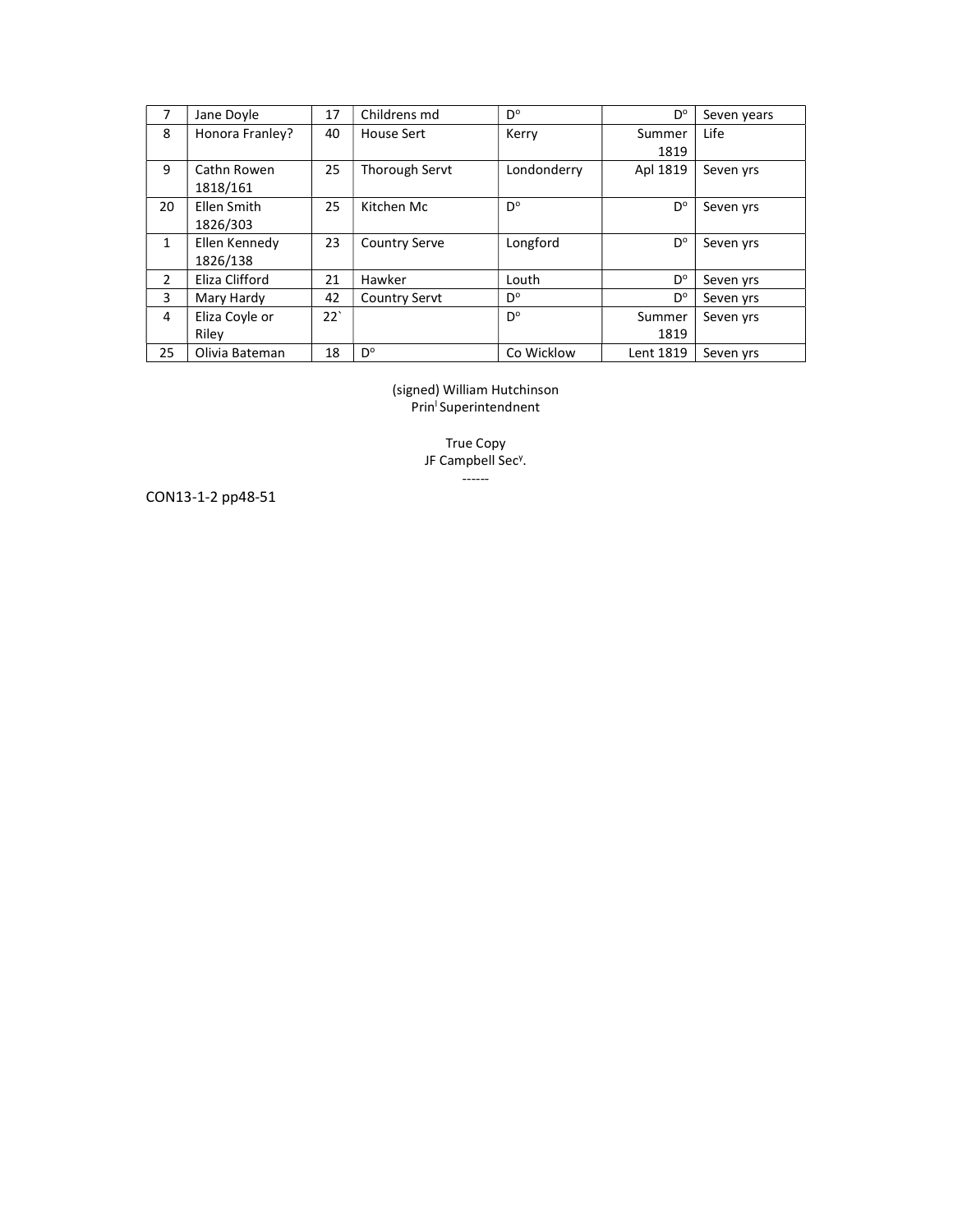| | | | | | | |
|---|---|---|---|---|---|---|
| 7 | Jane Doyle | 17 | Childrens md | D° | D° | Seven years |
| 8 | Honora Franley? | 40 | House Sert | Kerry | Summer 1819 | Life |
| 9 | Cathn Rowen 1818/161 | 25 | Thorough Servt | Londonderry | Apl 1819 | Seven yrs |
| 20 | Ellen Smith 1826/303 | 25 | Kitchen Mc | D° | D° | Seven yrs |
| 1 | Ellen Kennedy 1826/138 | 23 | Country Serve | Longford | D° | Seven yrs |
| 2 | Eliza Clifford | 21 | Hawker | Louth | D° | Seven yrs |
| 3 | Mary Hardy | 42 | Country Servt | D° | D° | Seven yrs |
| 4 | Eliza Coyle or Riley | 22` | | D° | Summer 1819 | Seven yrs |
| 25 | Olivia Bateman | 18 | D° | Co Wicklow | Lent 1819 | Seven yrs |

(signed) William Hutchinson
Prin[l] Superintendnent

True Copy
JF Campbell Sec[y].
------

CON13-1-2 pp48-51